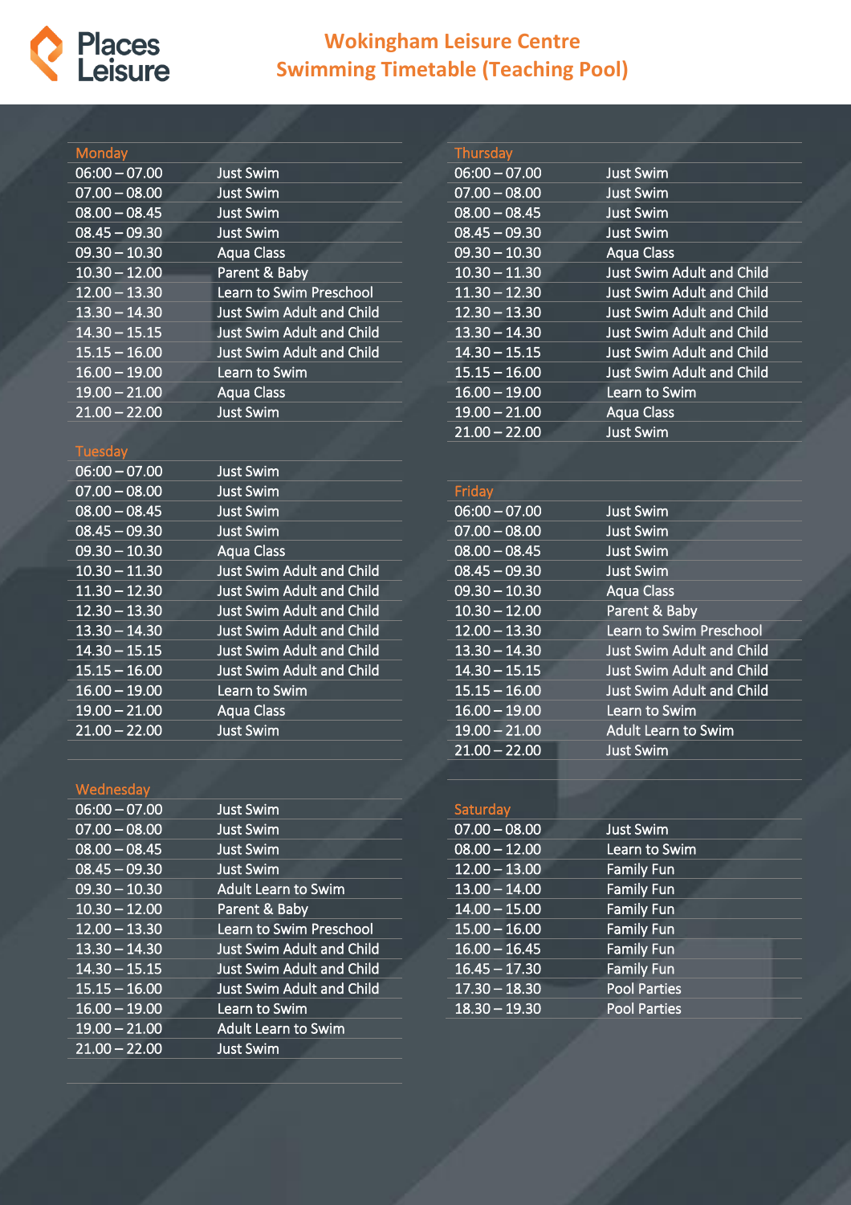# Wokingham Leisure Centre
## Swimming Timetable (Teaching Pool)

### Monday

| Time | Session |
|---|---|
| 06:00 – 07.00 | Just Swim |
| 07.00 – 08.00 | Just Swim |
| 08.00 – 08.45 | Just Swim |
| 08.45 – 09.30 | Just Swim |
| 09.30 – 10.30 | Aqua Class |
| 10.30 – 12.00 | Parent & Baby |
| 12.00 – 13.30 | Learn to Swim Preschool |
| 13.30 – 14.30 | Just Swim Adult and Child |
| 14.30 – 15.15 | Just Swim Adult and Child |
| 15.15 – 16.00 | Just Swim Adult and Child |
| 16.00 – 19.00 | Learn to Swim |
| 19.00 – 21.00 | Aqua Class |
| 21.00 – 22.00 | Just Swim |

### Tuesday

| Time | Session |
|---|---|
| 06:00 – 07.00 | Just Swim |
| 07.00 – 08.00 | Just Swim |
| 08.00 – 08.45 | Just Swim |
| 08.45 – 09.30 | Just Swim |
| 09.30 – 10.30 | Aqua Class |
| 10.30 – 11.30 | Just Swim Adult and Child |
| 11.30 – 12.30 | Just Swim Adult and Child |
| 12.30 – 13.30 | Just Swim Adult and Child |
| 13.30 – 14.30 | Just Swim Adult and Child |
| 14.30 – 15.15 | Just Swim Adult and Child |
| 15.15 – 16.00 | Just Swim Adult and Child |
| 16.00 – 19.00 | Learn to Swim |
| 19.00 – 21.00 | Aqua Class |
| 21.00 – 22.00 | Just Swim |

### Wednesday

| Time | Session |
|---|---|
| 06:00 – 07.00 | Just Swim |
| 07.00 – 08.00 | Just Swim |
| 08.00 – 08.45 | Just Swim |
| 08.45 – 09.30 | Just Swim |
| 09.30 – 10.30 | Adult Learn to Swim |
| 10.30 – 12.00 | Parent & Baby |
| 12.00 – 13.30 | Learn to Swim Preschool |
| 13.30 – 14.30 | Just Swim Adult and Child |
| 14.30 – 15.15 | Just Swim Adult and Child |
| 15.15 – 16.00 | Just Swim Adult and Child |
| 16.00 – 19.00 | Learn to Swim |
| 19.00 – 21.00 | Adult Learn to Swim |
| 21.00 – 22.00 | Just Swim |

### Thursday

| Time | Session |
|---|---|
| 06:00 – 07.00 | Just Swim |
| 07.00 – 08.00 | Just Swim |
| 08.00 – 08.45 | Just Swim |
| 08.45 – 09.30 | Just Swim |
| 09.30 – 10.30 | Aqua Class |
| 10.30 – 11.30 | Just Swim Adult and Child |
| 11.30 – 12.30 | Just Swim Adult and Child |
| 12.30 – 13.30 | Just Swim Adult and Child |
| 13.30 – 14.30 | Just Swim Adult and Child |
| 14.30 – 15.15 | Just Swim Adult and Child |
| 15.15 – 16.00 | Just Swim Adult and Child |
| 16.00 – 19.00 | Learn to Swim |
| 19.00 – 21.00 | Aqua Class |
| 21.00 – 22.00 | Just Swim |

### Friday

| Time | Session |
|---|---|
| 06:00 – 07.00 | Just Swim |
| 07.00 – 08.00 | Just Swim |
| 08.00 – 08.45 | Just Swim |
| 08.45 – 09.30 | Just Swim |
| 09.30 – 10.30 | Aqua Class |
| 10.30 – 12.00 | Parent & Baby |
| 12.00 – 13.30 | Learn to Swim Preschool |
| 13.30 – 14.30 | Just Swim Adult and Child |
| 14.30 – 15.15 | Just Swim Adult and Child |
| 15.15 – 16.00 | Just Swim Adult and Child |
| 16.00 – 19.00 | Learn to Swim |
| 19.00 – 21.00 | Adult Learn to Swim |
| 21.00 – 22.00 | Just Swim |

### Saturday

| Time | Session |
|---|---|
| 07.00 – 08.00 | Just Swim |
| 08.00 – 12.00 | Learn to Swim |
| 12.00 – 13.00 | Family Fun |
| 13.00 – 14.00 | Family Fun |
| 14.00 – 15.00 | Family Fun |
| 15.00 – 16.00 | Family Fun |
| 16.00 – 16.45 | Family Fun |
| 16.45 – 17.30 | Family Fun |
| 17.30 – 18.30 | Pool Parties |
| 18.30 – 19.30 | Pool Parties |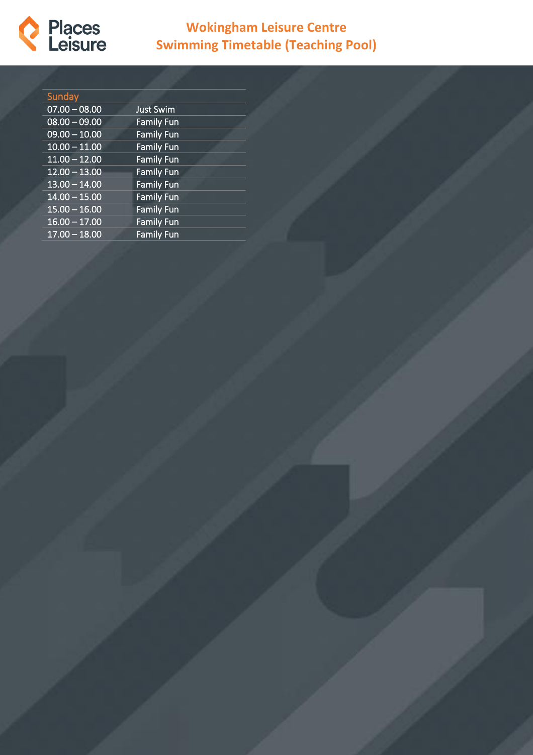# Wokingham Leisure Centre
# Swimming Timetable (Teaching Pool)

| Sunday | |
|---|---|
| 07.00 – 08.00 | Just Swim |
| 08.00 – 09.00 | Family Fun |
| 09.00 – 10.00 | Family Fun |
| 10.00 – 11.00 | Family Fun |
| 11.00 – 12.00 | Family Fun |
| 12.00 – 13.00 | Family Fun |
| 13.00 – 14.00 | Family Fun |
| 14.00 – 15.00 | Family Fun |
| 15.00 – 16.00 | Family Fun |
| 16.00 – 17.00 | Family Fun |
| 17.00 – 18.00 | Family Fun |